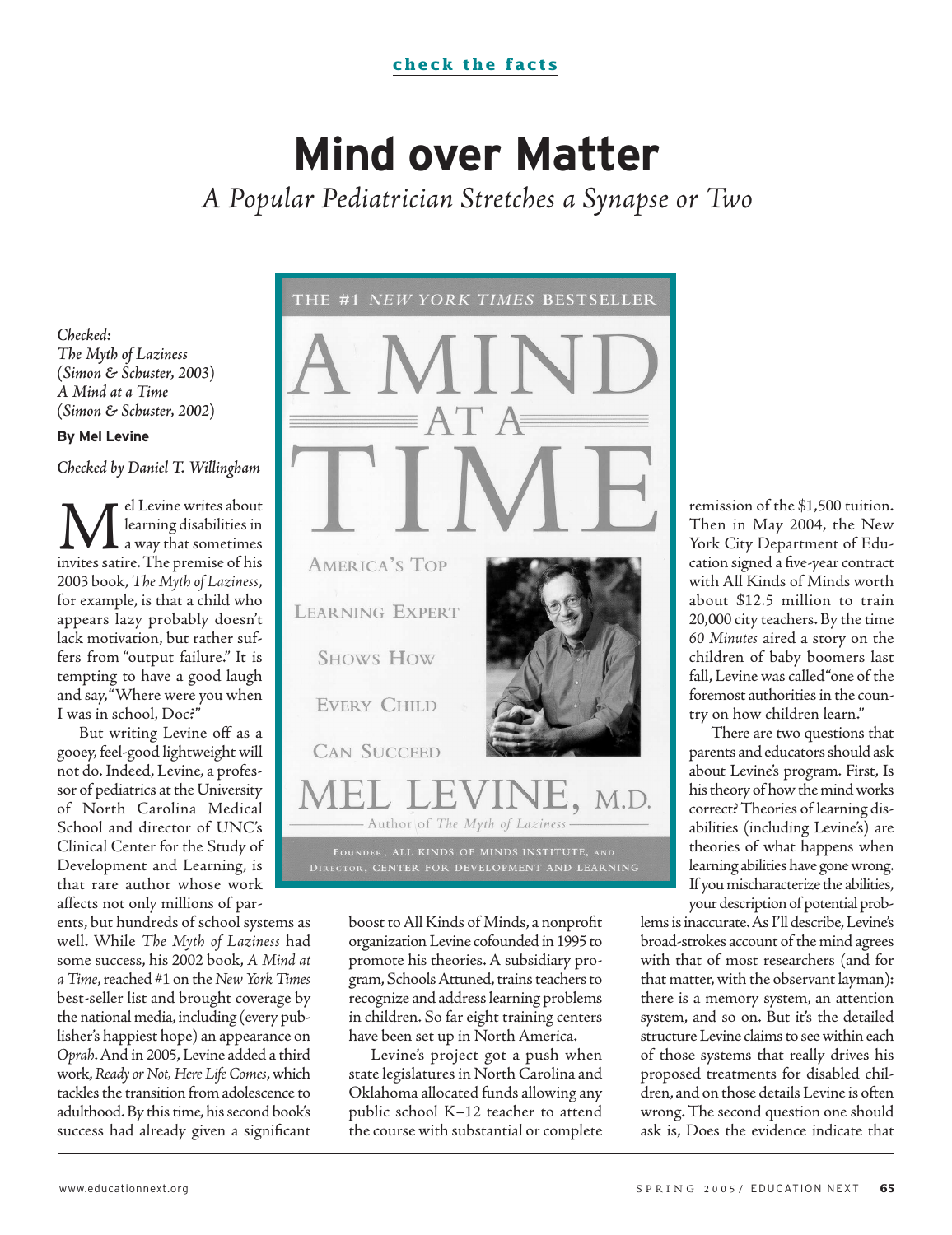check the facts

# Mind over Matter

*A Popular Pediatrician Stretches a Synapse or Two*

*Checked:*
*The Myth of Laziness*
*(Simon & Schuster, 2003)*
*A Mind at a Time*
*(Simon & Schuster, 2002)*

**By Mel Levine**

*Checked by Daniel T. Willingham*

Mel Levine writes about learning disabilities in a way that sometimes invites satire. The premise of his 2003 book, *The Myth of Laziness*, for example, is that a child who appears lazy probably doesn't lack motivation, but rather suffers from "output failure." It is tempting to have a good laugh and say, "Where were you when I was in school, Doc?"

But writing Levine off as a gooey, feel-good lightweight will not do. Indeed, Levine, a professor of pediatrics at the University of North Carolina Medical School and director of UNC's Clinical Center for the Study of Development and Learning, is that rare author whose work affects not only millions of parents, but hundreds of school systems as well. While *The Myth of Laziness* had some success, his 2002 book, *A Mind at a Time*, reached #1 on the *New York Times* best-seller list and brought coverage by the national media, including (every publisher's happiest hope) an appearance on *Oprah*. And in 2005, Levine added a third work, *Ready or Not, Here Life Comes*, which tackles the transition from adolescence to adulthood. By this time, his second book's success had already given a significant boost to All Kinds of Minds, a nonprofit organization Levine cofounded in 1995 to promote his theories. A subsidiary program, Schools Attuned, trains teachers to recognize and address learning problems in children. So far eight training centers have been set up in North America.

Levine's project got a push when state legislatures in North Carolina and Oklahoma allocated funds allowing any public school K–12 teacher to attend the course with substantial or complete remission of the $1,500 tuition. Then in May 2004, the New York City Department of Education signed a five-year contract with All Kinds of Minds worth about $12.5 million to train 20,000 city teachers. By the time *60 Minutes* aired a story on the children of baby boomers last fall, Levine was called "one of the foremost authorities in the country on how children learn."

There are two questions that parents and educators should ask about Levine's program. First, Is his theory of how the mind works correct? Theories of learning disabilities (including Levine's) are theories of what happens when learning abilities have gone wrong. If you mischaracterize the abilities, your description of potential problems is inaccurate. As I'll describe, Levine's broad-strokes account of the mind agrees with that of most researchers (and for that matter, with the observant layman): there is a memory system, an attention system, and so on. But it's the detailed structure Levine claims to see within each of those systems that really drives his proposed treatments for disabled children, and on those details Levine is often wrong. The second question one should ask is, Does the evidence indicate that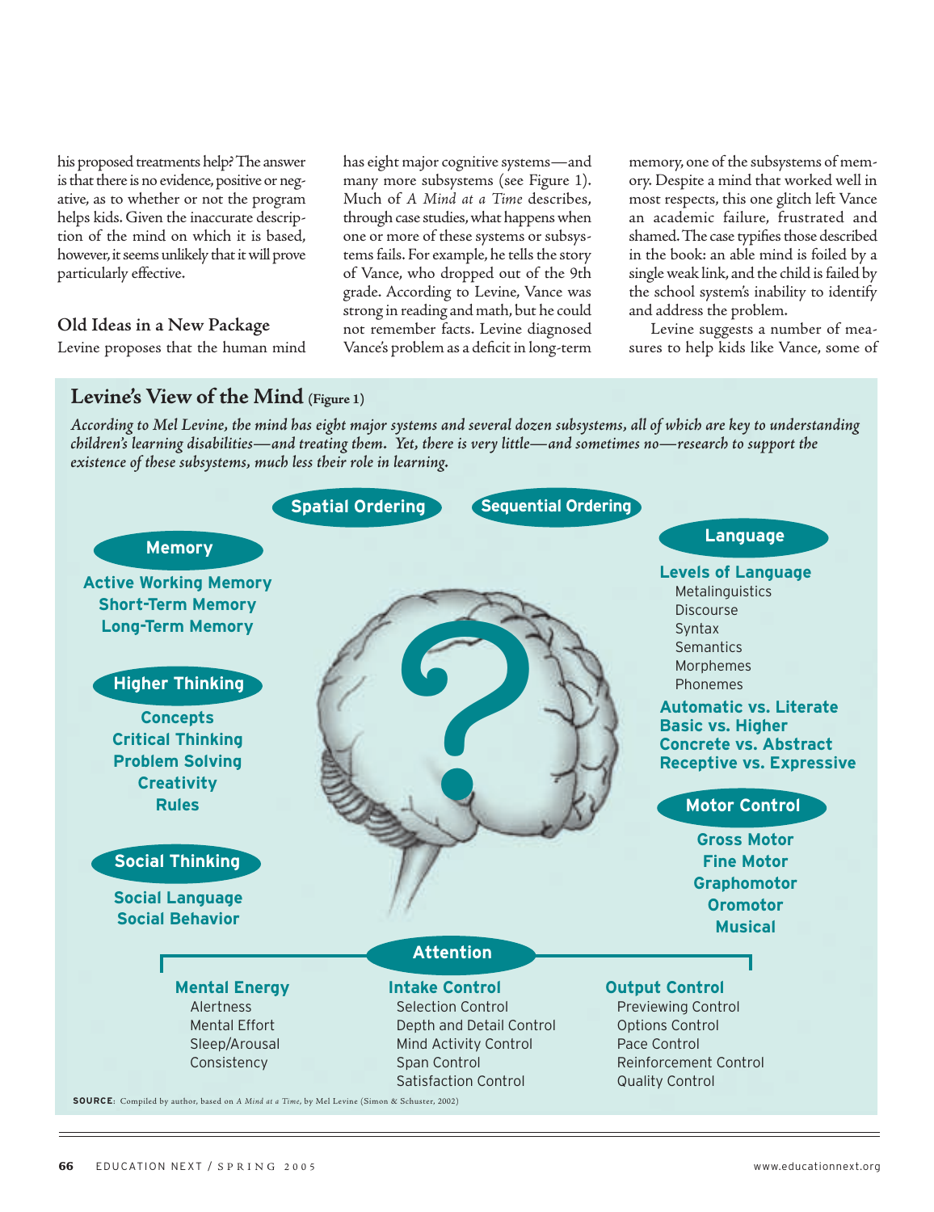his proposed treatments help? The answer is that there is no evidence, positive or negative, as to whether or not the program helps kids. Given the inaccurate description of the mind on which it is based, however, it seems unlikely that it will prove particularly effective.

### Old Ideas in a New Package

Levine proposes that the human mind has eight major cognitive systems—and many more subsystems (see Figure 1). Much of *A Mind at a Time* describes, through case studies, what happens when one or more of these systems or subsystems fails. For example, he tells the story of Vance, who dropped out of the 9th grade. According to Levine, Vance was strong in reading and math, but he could not remember facts. Levine diagnosed Vance's problem as a deficit in long-term memory, one of the subsystems of memory. Despite a mind that worked well in most respects, this one glitch left Vance an academic failure, frustrated and shamed. The case typifies those described in the book: an able mind is foiled by a single weak link, and the child is failed by the school system's inability to identify and address the problem.

Levine suggests a number of measures to help kids like Vance, some of

## Levine's View of the Mind (Figure 1)

*According to Mel Levine, the mind has eight major systems and several dozen subsystems, all of which are key to understanding children's learning disabilities—and treating them. Yet, there is very little—and sometimes no—research to support the existence of these subsystems, much less their role in learning.*

**Spatial Ordering**

**Sequential Ordering**

**Memory**
- Active Working Memory
- Short-Term Memory
- Long-Term Memory

**Higher Thinking**
- Concepts
- Critical Thinking
- Problem Solving
- Creativity
- Rules

**Social Thinking**
- Social Language
- Social Behavior

**Language**
- Levels of Language
  - Metalinguistics
  - Discourse
  - Syntax
  - Semantics
  - Morphemes
  - Phonemes
- Automatic vs. Literate
- Basic vs. Higher
- Concrete vs. Abstract
- Receptive vs. Expressive

**Motor Control**
- Gross Motor
- Fine Motor
- Graphomotor
- Oromotor
- Musical

**Attention**
- Mental Energy
  - Alertness
  - Mental Effort
  - Sleep/Arousal
  - Consistency
- Intake Control
  - Selection Control
  - Depth and Detail Control
  - Mind Activity Control
  - Span Control
  - Satisfaction Control
- Output Control
  - Previewing Control
  - Options Control
  - Pace Control
  - Reinforcement Control
  - Quality Control

**SOURCE**: Compiled by author, based on *A Mind at a Time*, by Mel Levine (Simon & Schuster, 2002)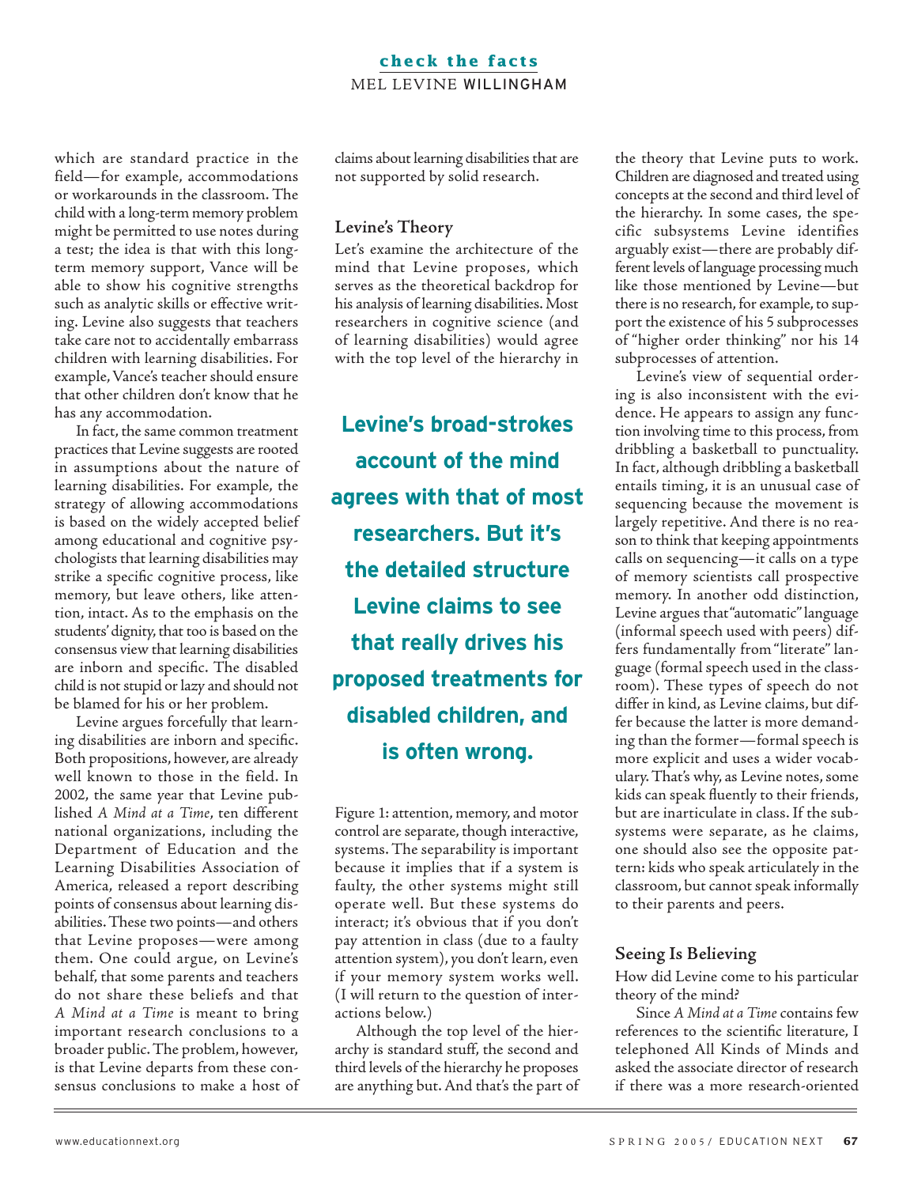which are standard practice in the field—for example, accommodations or workarounds in the classroom. The child with a long-term memory problem might be permitted to use notes during a test; the idea is that with this long-term memory support, Vance will be able to show his cognitive strengths such as analytic skills or effective writing. Levine also suggests that teachers take care not to accidentally embarrass children with learning disabilities. For example, Vance's teacher should ensure that other children don't know that he has any accommodation.

In fact, the same common treatment practices that Levine suggests are rooted in assumptions about the nature of learning disabilities. For example, the strategy of allowing accommodations is based on the widely accepted belief among educational and cognitive psychologists that learning disabilities may strike a specific cognitive process, like memory, but leave others, like attention, intact. As to the emphasis on the students' dignity, that too is based on the consensus view that learning disabilities are inborn and specific. The disabled child is not stupid or lazy and should not be blamed for his or her problem.

Levine argues forcefully that learning disabilities are inborn and specific. Both propositions, however, are already well known to those in the field. In 2002, the same year that Levine published *A Mind at a Time*, ten different national organizations, including the Department of Education and the Learning Disabilities Association of America, released a report describing points of consensus about learning disabilities. These two points—and others that Levine proposes—were among them. One could argue, on Levine's behalf, that some parents and teachers do not share these beliefs and that *A Mind at a Time* is meant to bring important research conclusions to a broader public. The problem, however, is that Levine departs from these consensus conclusions to make a host of claims about learning disabilities that are not supported by solid research.

### Levine's Theory

Let's examine the architecture of the mind that Levine proposes, which serves as the theoretical backdrop for his analysis of learning disabilities. Most researchers in cognitive science (and of learning disabilities) would agree with the top level of the hierarchy in Figure 1: attention, memory, and motor control are separate, though interactive, systems. The separability is important because it implies that if a system is faulty, the other systems might still operate well. But these systems do interact; it's obvious that if you don't pay attention in class (due to a faulty attention system), you don't learn, even if your memory system works well. (I will return to the question of interactions below.)

**Levine's broad-strokes account of the mind agrees with that of most researchers. But it's the detailed structure Levine claims to see that really drives his proposed treatments for disabled children, and is often wrong.**

Although the top level of the hierarchy is standard stuff, the second and third levels of the hierarchy he proposes are anything but. And that's the part of the theory that Levine puts to work. Children are diagnosed and treated using concepts at the second and third level of the hierarchy. In some cases, the specific subsystems Levine identifies arguably exist—there are probably different levels of language processing much like those mentioned by Levine—but there is no research, for example, to support the existence of his 5 subprocesses of "higher order thinking" nor his 14 subprocesses of attention.

Levine's view of sequential ordering is also inconsistent with the evidence. He appears to assign any function involving time to this process, from dribbling a basketball to punctuality. In fact, although dribbling a basketball entails timing, it is an unusual case of sequencing because the movement is largely repetitive. And there is no reason to think that keeping appointments calls on sequencing—it calls on a type of memory scientists call prospective memory. In another odd distinction, Levine argues that "automatic" language (informal speech used with peers) differs fundamentally from "literate" language (formal speech used in the classroom). These types of speech do not differ in kind, as Levine claims, but differ because the latter is more demanding than the former—formal speech is more explicit and uses a wider vocabulary. That's why, as Levine notes, some kids can speak fluently to their friends, but are inarticulate in class. If the subsystems were separate, as he claims, one should also see the opposite pattern: kids who speak articulately in the classroom, but cannot speak informally to their parents and peers.

### Seeing Is Believing

How did Levine come to his particular theory of the mind?

Since *A Mind at a Time* contains few references to the scientific literature, I telephoned All Kinds of Minds and asked the associate director of research if there was a more research-oriented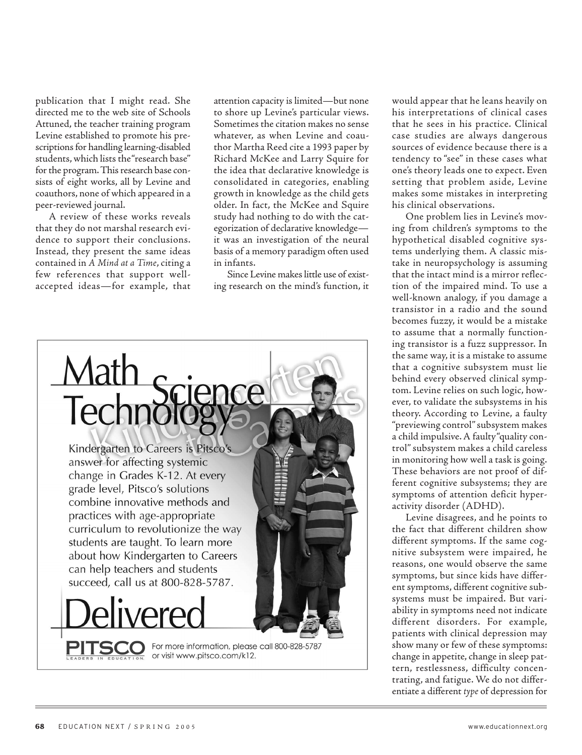publication that I might read. She directed me to the web site of Schools Attuned, the teacher training program Levine established to promote his prescriptions for handling learning-disabled students, which lists the "research base" for the program. This research base consists of eight works, all by Levine and coauthors, none of which appeared in a peer-reviewed journal.

A review of these works reveals that they do not marshal research evidence to support their conclusions. Instead, they present the same ideas contained in *A Mind at a Time*, citing a few references that support well-accepted ideas—for example, that attention capacity is limited—but none to shore up Levine's particular views. Sometimes the citation makes no sense whatever, as when Levine and coauthor Martha Reed cite a 1993 paper by Richard McKee and Larry Squire for the idea that declarative knowledge is consolidated in categories, enabling growth in knowledge as the child gets older. In fact, the McKee and Squire study had nothing to do with the categorization of declarative knowledge—it was an investigation of the neural basis of a memory paradigm often used in infants.

Since Levine makes little use of existing research on the mind's function, it would appear that he leans heavily on his interpretations of clinical cases that he sees in his practice. Clinical case studies are always dangerous sources of evidence because there is a tendency to "see" in these cases what one's theory leads one to expect. Even setting that problem aside, Levine makes some mistakes in interpreting his clinical observations.

One problem lies in Levine's moving from children's symptoms to the hypothetical disabled cognitive systems underlying them. A classic mistake in neuropsychology is assuming that the intact mind is a mirror reflection of the impaired mind. To use a well-known analogy, if you damage a transistor in a radio and the sound becomes fuzzy, it would be a mistake to assume that a normally functioning transistor is a fuzz suppressor. In the same way, it is a mistake to assume that a cognitive subsystem must lie behind every observed clinical symptom. Levine relies on such logic, however, to validate the subsystems in his theory. According to Levine, a faulty "previewing control" subsystem makes a child impulsive. A faulty "quality control" subsystem makes a child careless in monitoring how well a task is going. These behaviors are not proof of different cognitive subsystems; they are symptoms of attention deficit hyperactivity disorder (ADHD).

Levine disagrees, and he points to the fact that different children show different symptoms. If the same cognitive subsystem were impaired, he reasons, one would observe the same symptoms, but since kids have different symptoms, different cognitive subsystems must be impaired. But variability in symptoms need not indicate different disorders. For example, patients with clinical depression may show many or few of these symptoms: change in appetite, change in sleep pattern, restlessness, difficulty concentrating, and fatigue. We do not differentiate a different *type* of depression for

Math Science Technology Kindergarten to Careers

Kindergarten to Careers is Pitsco's answer for affecting systemic change in Grades K-12. At every grade level, Pitsco's solutions combine innovative methods and practices with age-appropriate curriculum to revolutionize the way students are taught. To learn more about how Kindergarten to Careers can help teachers and students succeed, call us at 800-828-5787.

Delivered

PITSCO LEADERS IN EDUCATION. For more information, please call 800-828-5787 or visit www.pitsco.com/k12.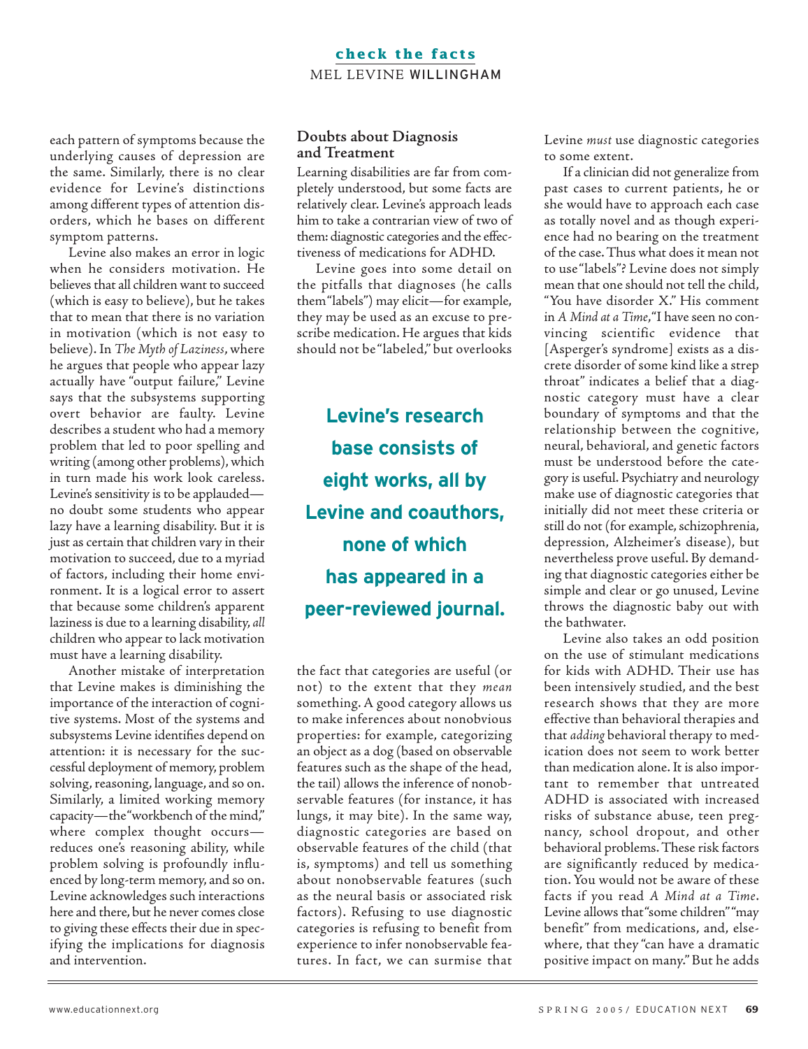each pattern of symptoms because the underlying causes of depression are the same. Similarly, there is no clear evidence for Levine's distinctions among different types of attention disorders, which he bases on different symptom patterns.

Levine also makes an error in logic when he considers motivation. He believes that all children want to succeed (which is easy to believe), but he takes that to mean that there is no variation in motivation (which is not easy to believe). In *The Myth of Laziness*, where he argues that people who appear lazy actually have "output failure," Levine says that the subsystems supporting overt behavior are faulty. Levine describes a student who had a memory problem that led to poor spelling and writing (among other problems), which in turn made his work look careless. Levine's sensitivity is to be applauded—no doubt some students who appear lazy have a learning disability. But it is just as certain that children vary in their motivation to succeed, due to a myriad of factors, including their home environment. It is a logical error to assert that because some children's apparent laziness is due to a learning disability, *all* children who appear to lack motivation must have a learning disability.

Another mistake of interpretation that Levine makes is diminishing the importance of the interaction of cognitive systems. Most of the systems and subsystems Levine identifies depend on attention: it is necessary for the successful deployment of memory, problem solving, reasoning, language, and so on. Similarly, a limited working memory capacity—the "workbench of the mind," where complex thought occurs—reduces one's reasoning ability, while problem solving is profoundly influenced by long-term memory, and so on. Levine acknowledges such interactions here and there, but he never comes close to giving these effects their due in specifying the implications for diagnosis and intervention.

## Doubts about Diagnosis and Treatment

Learning disabilities are far from completely understood, but some facts are relatively clear. Levine's approach leads him to take a contrarian view of two of them: diagnostic categories and the effectiveness of medications for ADHD.

Levine goes into some detail on the pitfalls that diagnoses (he calls them "labels") may elicit—for example, they may be used as an excuse to prescribe medication. He argues that kids should not be "labeled," but overlooks the fact that categories are useful (or not) to the extent that they *mean* something. A good category allows us to make inferences about nonobvious properties: for example, categorizing an object as a dog (based on observable features such as the shape of the head, the tail) allows the inference of nonobservable features (for instance, it has lungs, it may bite). In the same way, diagnostic categories are based on observable features of the child (that is, symptoms) and tell us something about nonobservable features (such as the neural basis or associated risk factors). Refusing to use diagnostic categories is refusing to benefit from experience to infer nonobservable features. In fact, we can surmise that Levine *must* use diagnostic categories to some extent.

**Levine's research base consists of eight works, all by Levine and coauthors, none of which has appeared in a peer-reviewed journal.**

If a clinician did not generalize from past cases to current patients, he or she would have to approach each case as totally novel and as though experience had no bearing on the treatment of the case. Thus what does it mean not to use "labels"? Levine does not simply mean that one should not tell the child, "You have disorder X." His comment in *A Mind at a Time*, "I have seen no convincing scientific evidence that [Asperger's syndrome] exists as a discrete disorder of some kind like a strep throat" indicates a belief that a diagnostic category must have a clear boundary of symptoms and that the relationship between the cognitive, neural, behavioral, and genetic factors must be understood before the category is useful. Psychiatry and neurology make use of diagnostic categories that initially did not meet these criteria or still do not (for example, schizophrenia, depression, Alzheimer's disease), but nevertheless prove useful. By demanding that diagnostic categories either be simple and clear or go unused, Levine throws the diagnostic baby out with the bathwater.

Levine also takes an odd position on the use of stimulant medications for kids with ADHD. Their use has been intensively studied, and the best research shows that they are more effective than behavioral therapies and that *adding* behavioral therapy to medication does not seem to work better than medication alone. It is also important to remember that untreated ADHD is associated with increased risks of substance abuse, teen pregnancy, school dropout, and other behavioral problems. These risk factors are significantly reduced by medication. You would not be aware of these facts if you read *A Mind at a Time*. Levine allows that "some children" "may benefit" from medications, and, elsewhere, that they "can have a dramatic positive impact on many." But he adds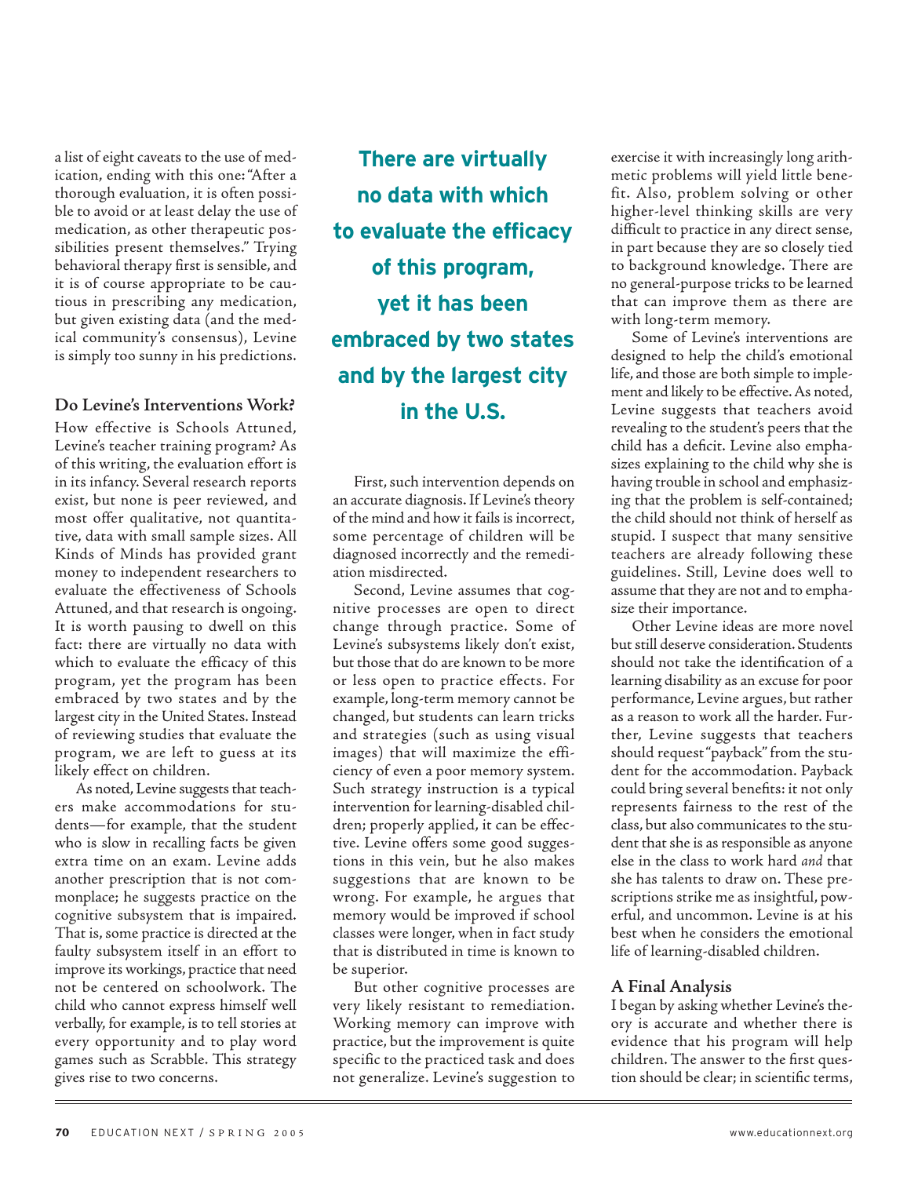a list of eight caveats to the use of medication, ending with this one: "After a thorough evaluation, it is often possible to avoid or at least delay the use of medication, as other therapeutic possibilities present themselves." Trying behavioral therapy first is sensible, and it is of course appropriate to be cautious in prescribing any medication, but given existing data (and the medical community's consensus), Levine is simply too sunny in his predictions.

### Do Levine's Interventions Work?

How effective is Schools Attuned, Levine's teacher training program? As of this writing, the evaluation effort is in its infancy. Several research reports exist, but none is peer reviewed, and most offer qualitative, not quantitative, data with small sample sizes. All Kinds of Minds has provided grant money to independent researchers to evaluate the effectiveness of Schools Attuned, and that research is ongoing. It is worth pausing to dwell on this fact: there are virtually no data with which to evaluate the efficacy of this program, yet the program has been embraced by two states and by the largest city in the United States. Instead of reviewing studies that evaluate the program, we are left to guess at its likely effect on children.

**There are virtually no data with which to evaluate the efficacy of this program, yet it has been embraced by two states and by the largest city in the U.S.**

As noted, Levine suggests that teachers make accommodations for students—for example, that the student who is slow in recalling facts be given extra time on an exam. Levine adds another prescription that is not commonplace; he suggests practice on the cognitive subsystem that is impaired. That is, some practice is directed at the faulty subsystem itself in an effort to improve its workings, practice that need not be centered on schoolwork. The child who cannot express himself well verbally, for example, is to tell stories at every opportunity and to play word games such as Scrabble. This strategy gives rise to two concerns.

First, such intervention depends on an accurate diagnosis. If Levine's theory of the mind and how it fails is incorrect, some percentage of children will be diagnosed incorrectly and the remediation misdirected.

Second, Levine assumes that cognitive processes are open to direct change through practice. Some of Levine's subsystems likely don't exist, but those that do are known to be more or less open to practice effects. For example, long-term memory cannot be changed, but students can learn tricks and strategies (such as using visual images) that will maximize the efficiency of even a poor memory system. Such strategy instruction is a typical intervention for learning-disabled children; properly applied, it can be effective. Levine offers some good suggestions in this vein, but he also makes suggestions that are known to be wrong. For example, he argues that memory would be improved if school classes were longer, when in fact study that is distributed in time is known to be superior.

But other cognitive processes are very likely resistant to remediation. Working memory can improve with practice, but the improvement is quite specific to the practiced task and does not generalize. Levine's suggestion to exercise it with increasingly long arithmetic problems will yield little benefit. Also, problem solving or other higher-level thinking skills are very difficult to practice in any direct sense, in part because they are so closely tied to background knowledge. There are no general-purpose tricks to be learned that can improve them as there are with long-term memory.

Some of Levine's interventions are designed to help the child's emotional life, and those are both simple to implement and likely to be effective. As noted, Levine suggests that teachers avoid revealing to the student's peers that the child has a deficit. Levine also emphasizes explaining to the child why she is having trouble in school and emphasizing that the problem is self-contained; the child should not think of herself as stupid. I suspect that many sensitive teachers are already following these guidelines. Still, Levine does well to assume that they are not and to emphasize their importance.

Other Levine ideas are more novel but still deserve consideration. Students should not take the identification of a learning disability as an excuse for poor performance, Levine argues, but rather as a reason to work all the harder. Further, Levine suggests that teachers should request "payback" from the student for the accommodation. Payback could bring several benefits: it not only represents fairness to the rest of the class, but also communicates to the student that she is as responsible as anyone else in the class to work hard *and* that she has talents to draw on. These prescriptions strike me as insightful, powerful, and uncommon. Levine is at his best when he considers the emotional life of learning-disabled children.

### A Final Analysis

I began by asking whether Levine's theory is accurate and whether there is evidence that his program will help children. The answer to the first question should be clear; in scientific terms,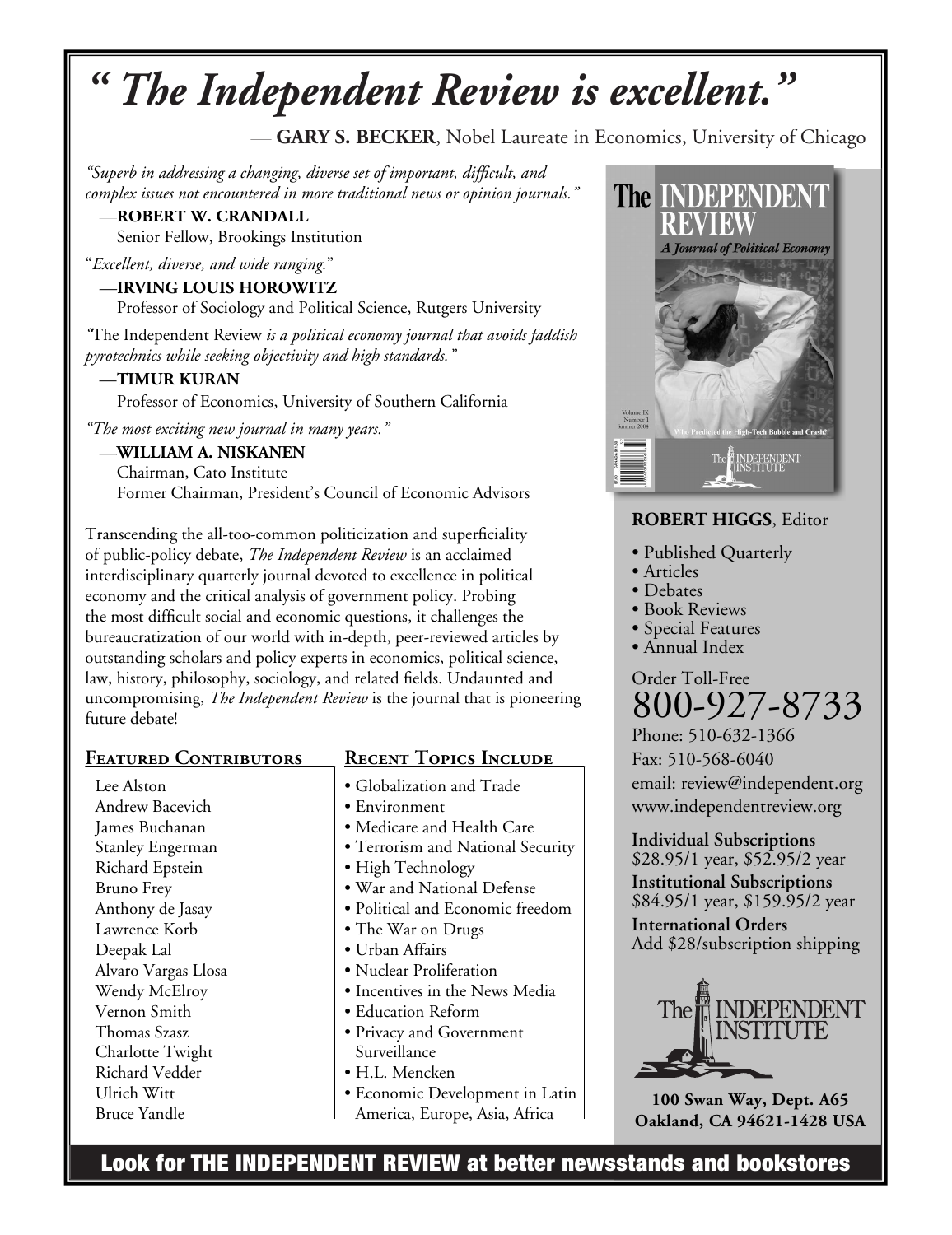# *" The Independent Review is excellent."*

— **GARY S. BECKER**, Nobel Laureate in Economics, University of Chicago

*"Superb in addressing a changing, diverse set of important, difficult, and complex issues not encountered in more traditional news or opinion journals."*

—**ROBERT W. CRANDALL**
Senior Fellow, Brookings Institution

"*Excellent, diverse, and wide ranging.*"

—**IRVING LOUIS HOROWITZ**
Professor of Sociology and Political Science, Rutgers University

*"*The Independent Review *is a political economy journal that avoids faddish pyrotechnics while seeking objectivity and high standards."*

—**TIMUR KURAN**
Professor of Economics, University of Southern California

*"The most exciting new journal in many years."*

—**WILLIAM A. NISKANEN**
Chairman, Cato Institute
Former Chairman, President's Council of Economic Advisors

Transcending the all-too-common politicization and superficiality of public-policy debate, *The Independent Review* is an acclaimed interdisciplinary quarterly journal devoted to excellence in political economy and the critical analysis of government policy. Probing the most difficult social and economic questions, it challenges the bureaucratization of our world with in-depth, peer-reviewed articles by outstanding scholars and policy experts in economics, political science, law, history, philosophy, sociology, and related fields. Undaunted and uncompromising, *The Independent Review* is the journal that is pioneering future debate!

## Featured Contributors

Lee Alston
Andrew Bacevich
James Buchanan
Stanley Engerman
Richard Epstein
Bruno Frey
Anthony de Jasay
Lawrence Korb
Deepak Lal
Alvaro Vargas Llosa
Wendy McElroy
Vernon Smith
Thomas Szasz
Charlotte Twight
Richard Vedder
Ulrich Witt
Bruce Yandle

## Recent Topics Include

- Globalization and Trade
- Environment
- Medicare and Health Care
- Terrorism and National Security
- High Technology
- War and National Defense
- Political and Economic freedom
- The War on Drugs
- Urban Affairs
- Nuclear Proliferation
- Incentives in the News Media
- Education Reform
- Privacy and Government Surveillance
- H.L. Mencken
- Economic Development in Latin America, Europe, Asia, Africa

**ROBERT HIGGS**, Editor

- Published Quarterly
- Articles
- Debates
- Book Reviews
- Special Features
- Annual Index

Order Toll-Free
**800-927-8733**
Phone: 510-632-1366
Fax: 510-568-6040
email: review@independent.org
www.independentreview.org

**Individual Subscriptions**
$28.95/1 year, $52.95/2 year

**Institutional Subscriptions**
$84.95/1 year, $159.95/2 year

**International Orders**
Add $28/subscription shipping

The Independent Institute

**100 Swan Way, Dept. A65**
**Oakland, CA 94621-1428 USA**

**Look for THE INDEPENDENT REVIEW at better newsstands and bookstores**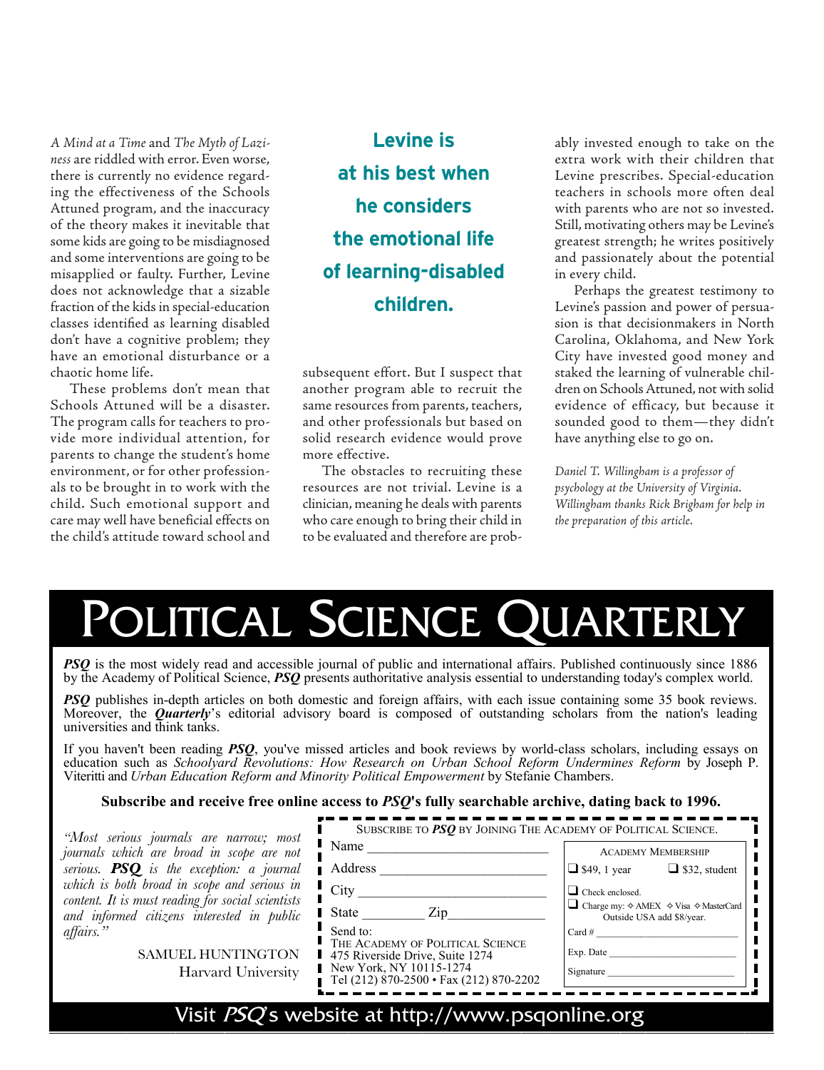*A Mind at a Time* and *The Myth of Laziness* are riddled with error. Even worse, there is currently no evidence regarding the effectiveness of the Schools Attuned program, and the inaccuracy of the theory makes it inevitable that some kids are going to be misdiagnosed and some interventions are going to be misapplied or faulty. Further, Levine does not acknowledge that a sizable fraction of the kids in special-education classes identified as learning disabled don't have a cognitive problem; they have an emotional disturbance or a chaotic home life.

These problems don't mean that Schools Attuned will be a disaster. The program calls for teachers to provide more individual attention, for parents to change the student's home environment, or for other professionals to be brought in to work with the child. Such emotional support and care may well have beneficial effects on the child's attitude toward school and subsequent effort. But I suspect that another program able to recruit the same resources from parents, teachers, and other professionals but based on solid research evidence would prove more effective.

**Levine is at his best when he considers the emotional life of learning-disabled children.**

The obstacles to recruiting these resources are not trivial. Levine is a clinician, meaning he deals with parents who care enough to bring their child in to be evaluated and therefore are probably invested enough to take on the extra work with their children that Levine prescribes. Special-education teachers in schools more often deal with parents who are not so invested. Still, motivating others may be Levine's greatest strength; he writes positively and passionately about the potential in every child.

Perhaps the greatest testimony to Levine's passion and power of persuasion is that decisionmakers in North Carolina, Oklahoma, and New York City have invested good money and staked the learning of vulnerable children on Schools Attuned, not with solid evidence of efficacy, but because it sounded good to them—they didn't have anything else to go on.

*Daniel T. Willingham is a professor of psychology at the University of Virginia. Willingham thanks Rick Brigham for help in the preparation of this article.*

# Political Science Quarterly

***PSQ*** is the most widely read and accessible journal of public and international affairs. Published continuously since 1886 by the Academy of Political Science, ***PSQ*** presents authoritative analysis essential to understanding today's complex world.

***PSQ*** publishes in-depth articles on both domestic and foreign affairs, with each issue containing some 35 book reviews. Moreover, the ***Quarterly***'s editorial advisory board is composed of outstanding scholars from the nation's leading universities and think tanks.

If you haven't been reading ***PSQ***, you've missed articles and book reviews by world-class scholars, including essays on education such as *Schoolyard Revolutions: How Research on Urban School Reform Undermines Reform* by Joseph P. Viteritti and *Urban Education Reform and Minority Political Empowerment* by Stefanie Chambers.

**Subscribe and receive free online access to *PSQ*'s fully searchable archive, dating back to 1996.**

*"Most serious journals are narrow; most journals which are broad in scope are not serious.* ***PSQ*** *is the exception: a journal which is both broad in scope and serious in content. It is must reading for social scientists and informed citizens interested in public affairs."*

SAMUEL HUNTINGTON
Harvard University

SUBSCRIBE TO ***PSQ*** BY JOINING THE ACADEMY OF POLITICAL SCIENCE.

Name ___________________________

Address _________________________

City ____________________________

State _________ Zip______________

Send to:
THE ACADEMY OF POLITICAL SCIENCE
475 Riverside Drive, Suite 1274
New York, NY 10115-1274
Tel (212) 870-2500 • Fax (212) 870-2202

ACADEMY MEMBERSHIP

❑ $49, 1 year ❑ $32, student

❑ Check enclosed.

❑ Charge my: ✧ AMEX ✧ Visa ✧ MasterCard
Outside USA add $8/year.

Card # ___________________________

Exp. Date ________________________

Signature ________________________

Visit *PSQ*'s website at http://www.psqonline.org